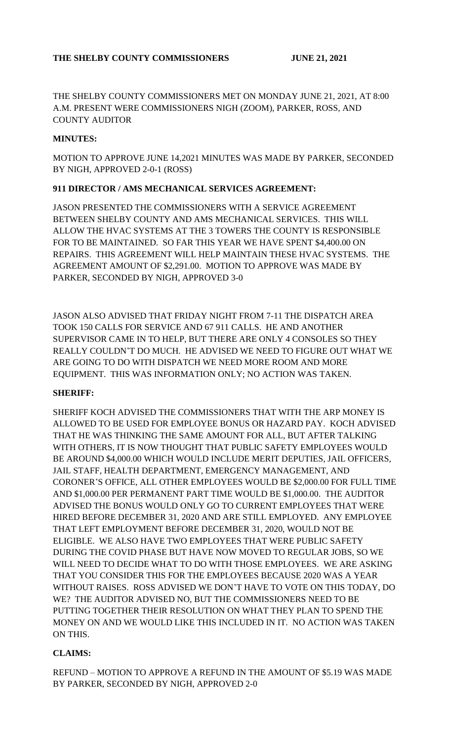**THE SHELBY COUNTY COMMISSIONERS JUNE 21, 2021**

THE SHELBY COUNTY COMMISSIONERS MET ON MONDAY JUNE 21, 2021, AT 8:00 A.M. PRESENT WERE COMMISSIONERS NIGH (ZOOM), PARKER, ROSS, AND COUNTY AUDITOR

**MINUTES:**

MOTION TO APPROVE JUNE 14,2021 MINUTES WAS MADE BY PARKER, SECONDED BY NIGH, APPROVED 2-0-1 (ROSS)

**911 DIRECTOR / AMS MECHANICAL SERVICES AGREEMENT:**

JASON PRESENTED THE COMMISSIONERS WITH A SERVICE AGREEMENT BETWEEN SHELBY COUNTY AND AMS MECHANICAL SERVICES. THIS WILL ALLOW THE HVAC SYSTEMS AT THE 3 TOWERS THE COUNTY IS RESPONSIBLE FOR TO BE MAINTAINED. SO FAR THIS YEAR WE HAVE SPENT $4,400.00 ON REPAIRS. THIS AGREEMENT WILL HELP MAINTAIN THESE HVAC SYSTEMS. THE AGREEMENT AMOUNT OF $2,291.00. MOTION TO APPROVE WAS MADE BY PARKER, SECONDED BY NIGH, APPROVED 3-0

JASON ALSO ADVISED THAT FRIDAY NIGHT FROM 7-11 THE DISPATCH AREA TOOK 150 CALLS FOR SERVICE AND 67 911 CALLS. HE AND ANOTHER SUPERVISOR CAME IN TO HELP, BUT THERE ARE ONLY 4 CONSOLES SO THEY REALLY COULDN'T DO MUCH. HE ADVISED WE NEED TO FIGURE OUT WHAT WE ARE GOING TO DO WITH DISPATCH WE NEED MORE ROOM AND MORE EQUIPMENT. THIS WAS INFORMATION ONLY; NO ACTION WAS TAKEN.

**SHERIFF:**

SHERIFF KOCH ADVISED THE COMMISSIONERS THAT WITH THE ARP MONEY IS ALLOWED TO BE USED FOR EMPLOYEE BONUS OR HAZARD PAY. KOCH ADVISED THAT HE WAS THINKING THE SAME AMOUNT FOR ALL, BUT AFTER TALKING WITH OTHERS, IT IS NOW THOUGHT THAT PUBLIC SAFETY EMPLOYEES WOULD BE AROUND $4,000.00 WHICH WOULD INCLUDE MERIT DEPUTIES, JAIL OFFICERS, JAIL STAFF, HEALTH DEPARTMENT, EMERGENCY MANAGEMENT, AND CORONER'S OFFICE, ALL OTHER EMPLOYEES WOULD BE $2,000.00 FOR FULL TIME AND $1,000.00 PER PERMANENT PART TIME WOULD BE $1,000.00. THE AUDITOR ADVISED THE BONUS WOULD ONLY GO TO CURRENT EMPLOYEES THAT WERE HIRED BEFORE DECEMBER 31, 2020 AND ARE STILL EMPLOYED. ANY EMPLOYEE THAT LEFT EMPLOYMENT BEFORE DECEMBER 31, 2020, WOULD NOT BE ELIGIBLE. WE ALSO HAVE TWO EMPLOYEES THAT WERE PUBLIC SAFETY DURING THE COVID PHASE BUT HAVE NOW MOVED TO REGULAR JOBS, SO WE WILL NEED TO DECIDE WHAT TO DO WITH THOSE EMPLOYEES. WE ARE ASKING THAT YOU CONSIDER THIS FOR THE EMPLOYEES BECAUSE 2020 WAS A YEAR WITHOUT RAISES. ROSS ADVISED WE DON'T HAVE TO VOTE ON THIS TODAY, DO WE? THE AUDITOR ADVISED NO, BUT THE COMMISSIONERS NEED TO BE PUTTING TOGETHER THEIR RESOLUTION ON WHAT THEY PLAN TO SPEND THE MONEY ON AND WE WOULD LIKE THIS INCLUDED IN IT. NO ACTION WAS TAKEN ON THIS.

**CLAIMS:**

REFUND – MOTION TO APPROVE A REFUND IN THE AMOUNT OF $5.19 WAS MADE BY PARKER, SECONDED BY NIGH, APPROVED 2-0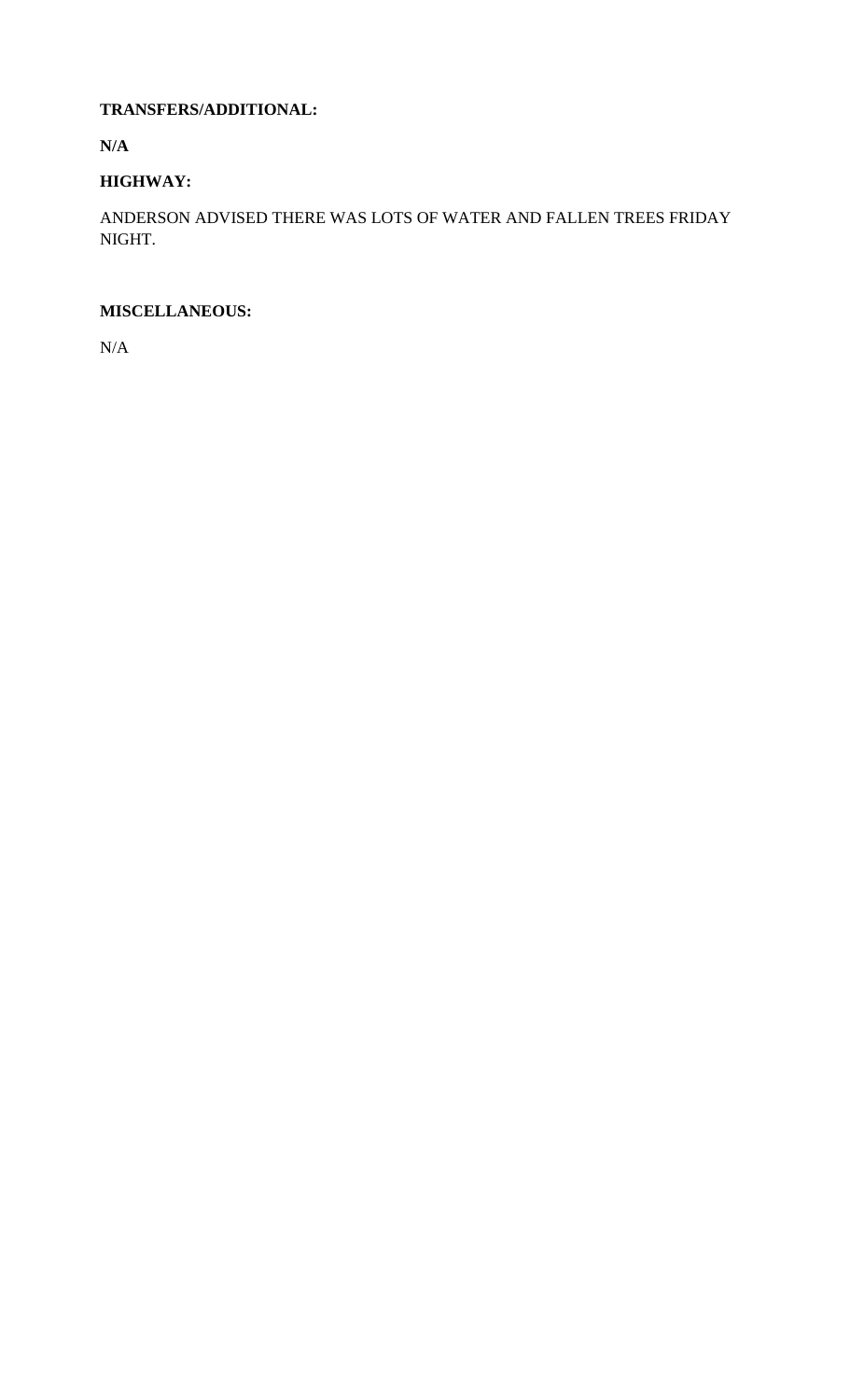**TRANSFERS/ADDITIONAL:**

**N/A**

**HIGHWAY:**

ANDERSON ADVISED THERE WAS LOTS OF WATER AND FALLEN TREES FRIDAY NIGHT.

**MISCELLANEOUS:**

N/A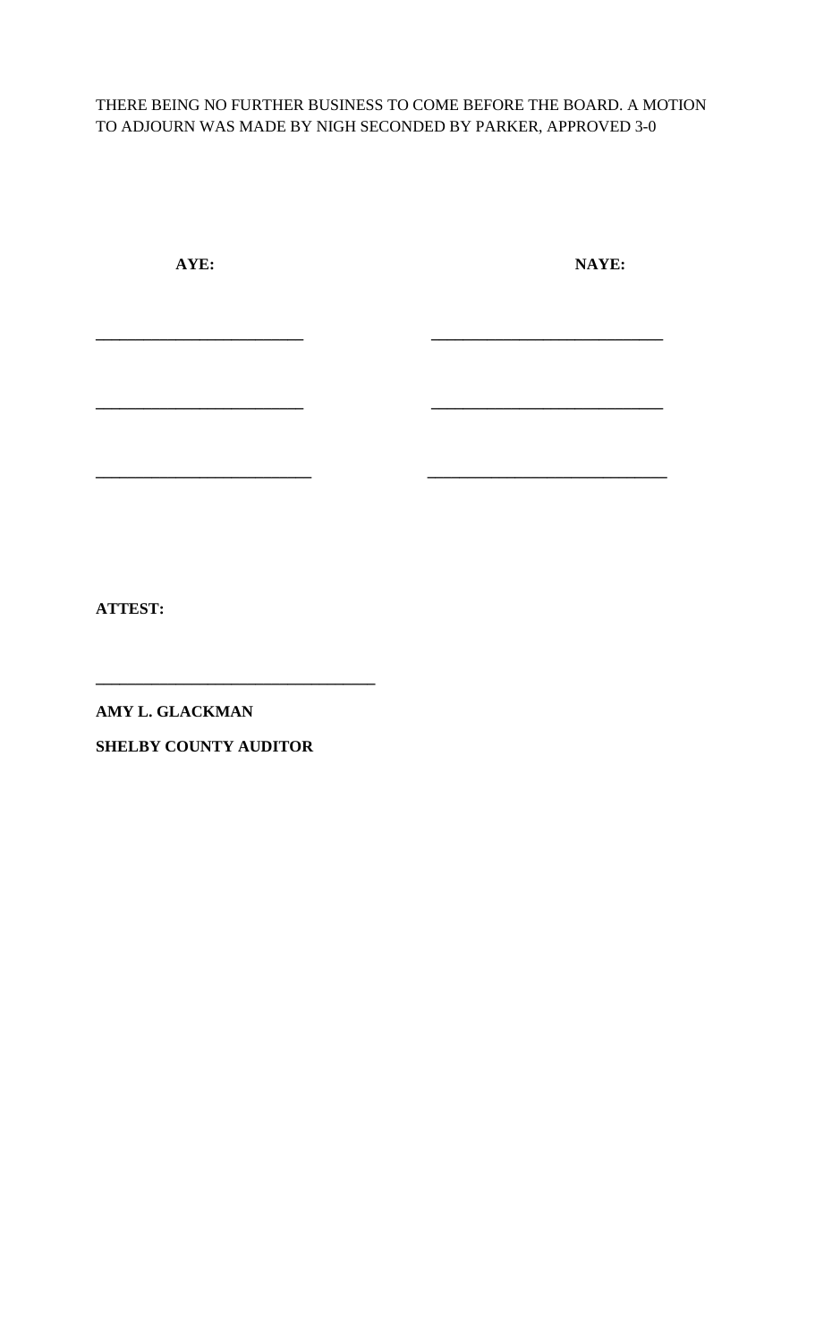THERE BEING NO FURTHER BUSINESS TO COME BEFORE THE BOARD. A MOTION TO ADJOURN WAS MADE BY NIGH SECONDED BY PARKER, APPROVED 3-0

| **AYE:** | **NAYE:** |
| --- | --- |
| ___________________________ | ______________________________ |
| ___________________________ | ______________________________ |
| ___________________________ | ______________________________ |

**ATTEST:**

____________________________________

**AMY L. GLACKMAN**

**SHELBY COUNTY AUDITOR**